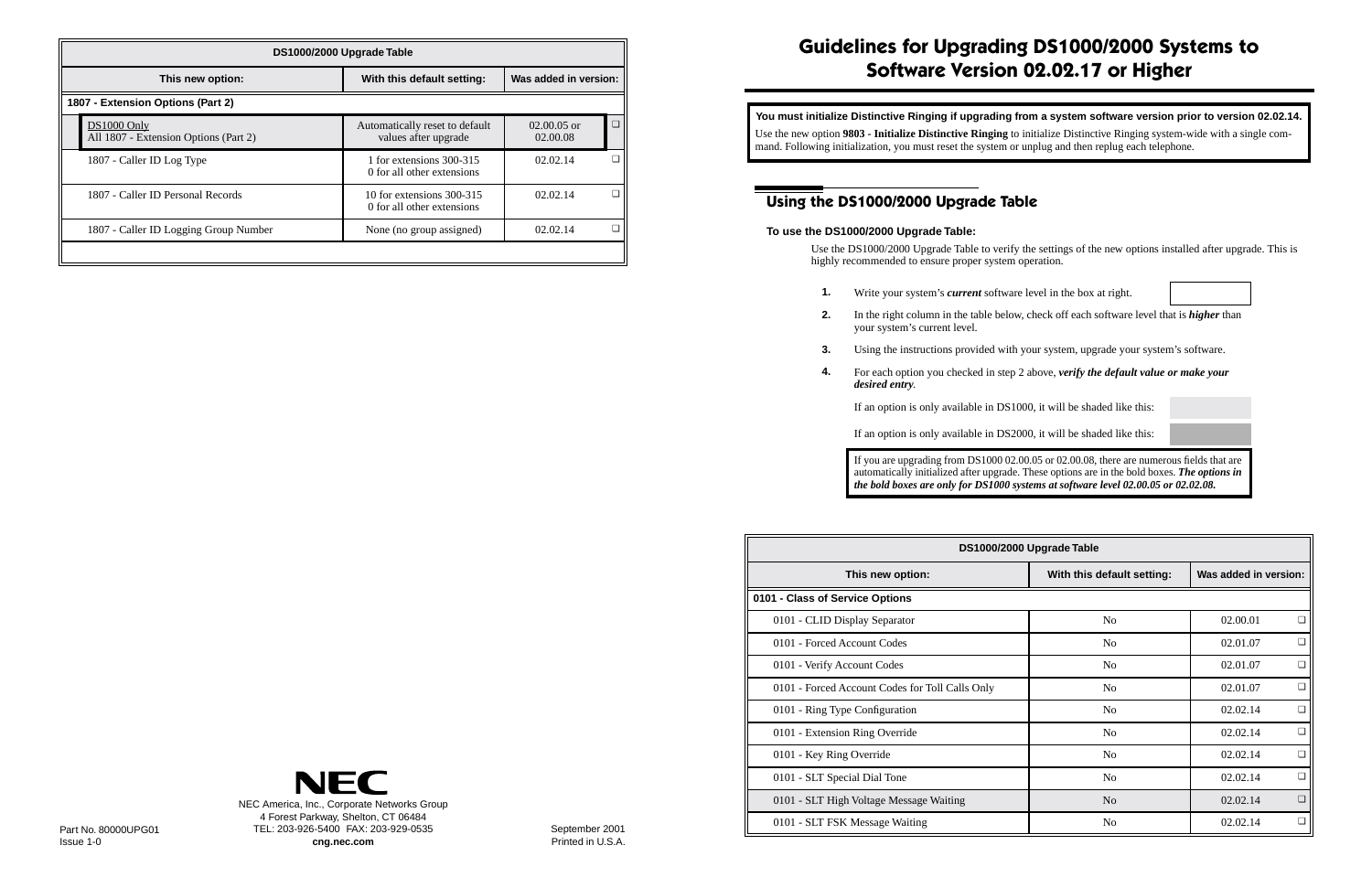# Guidelines for Upgrading DS1000/2000 Systems to Software Version 02.02.17 or Higher

**You must initialize Distinctive Ringing if upgrading from a system software version prior to version 02.02.14.**

Use the new option **9803 - Initialize Distinctive Ringing** to initialize Distinctive Ringing system-wide with a single command. Following initialization, you must reset the system or unplug and then replug each telephone.

## Using the DS1000/2000 Upgrade Table

**To use the DS1000/2000 Upgrade Table:**

Use the DS1000/2000 Upgrade Table to verify the settings of the new options installed after upgrade. This is highly recommended to ensure proper system operation.

1. Write your system's ***current*** software level in the box at right.
2. In the right column in the table below, check off each software level that is ***higher*** than your system's current level.
3. Using the instructions provided with your system, upgrade your system's software.
4. For each option you checked in step 2 above, ***verify the default value or make your desired entry***.

   If an option is only available in DS1000, it will be shaded like this:

   If an option is only available in DS2000, it will be shaded like this:

   If you are upgrading from DS1000 02.00.05 or 02.00.08, there are numerous fields that are automatically initialized after upgrade. These options are in the bold boxes. ***The options in the bold boxes are only for DS1000 systems at software level 02.00.05 or 02.02.08.***

| DS1000/2000 Upgrade Table | | | |
|---|---|---|---|
| **This new option:** | **With this default setting:** | **Was added in version:** | |
| **0101 - Class of Service Options** | | | |
| 0101 - CLID Display Separator | No | 02.00.01 | ❑ |
| 0101 - Forced Account Codes | No | 02.01.07 | ❑ |
| 0101 - Verify Account Codes | No | 02.01.07 | ❑ |
| 0101 - Forced Account Codes for Toll Calls Only | No | 02.01.07 | ❑ |
| 0101 - Ring Type Configuration | No | 02.02.14 | ❑ |
| 0101 - Extension Ring Override | No | 02.02.14 | ❑ |
| 0101 - Key Ring Override | No | 02.02.14 | ❑ |
| 0101 - SLT Special Dial Tone | No | 02.02.14 | ❑ |
| 0101 - SLT High Voltage Message Waiting | No | 02.02.14 | ❑ |
| 0101 - SLT FSK Message Waiting | No | 02.02.14 | ❑ |

| DS1000/2000 Upgrade Table | | | |
|---|---|---|---|
| **This new option:** | **With this default setting:** | **Was added in version:** | |
| **1807 - Extension Options (Part 2)** | | | |
| DS1000 Only<br>All 1807 - Extension Options (Part 2) | Automatically reset to default values after upgrade | 02.00.05 or 02.00.08 | ❑ |
| 1807 - Caller ID Log Type | 1 for extensions 300-315<br>0 for all other extensions | 02.02.14 | ❑ |
| 1807 - Caller ID Personal Records | 10 for extensions 300-315<br>0 for all other extensions | 02.02.14 | ❑ |
| 1807 - Caller ID Logging Group Number | None (no group assigned) | 02.02.14 | ❑ |

NEC

NEC America, Inc., Corporate Networks Group
4 Forest Parkway, Shelton, CT 06484
TEL: 203-926-5400 FAX: 203-929-0535
**cng.nec.com**

Part No. 80000UPG01
Issue 1-0

September 2001
Printed in U.S.A.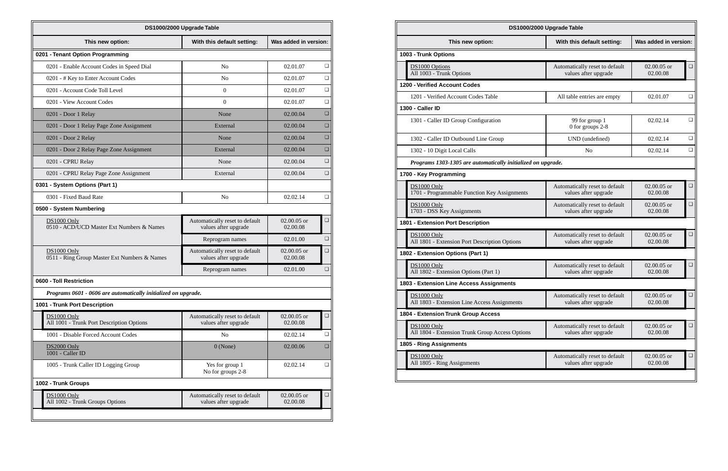## DS1000/2000 Upgrade Table

| This new option: | With this default setting: | Was added in version: | |
|---|---|---|---|
| **0201 - Tenant Option Programming** | | | |
| 0201 - Enable Account Codes in Speed Dial | No | 02.01.07 | ❑ |
| 0201 - # Key to Enter Account Codes | No | 02.01.07 | ❑ |
| 0201 - Account Code Toll Level | 0 | 02.01.07 | ❑ |
| 0201 - View Account Codes | 0 | 02.01.07 | ❑ |
| 0201 - Door 1 Relay | None | 02.00.04 | ❑ |
| 0201 - Door 1 Relay Page Zone Assignment | External | 02.00.04 | ❑ |
| 0201 - Door 2 Relay | None | 02.00.04 | ❑ |
| 0201 - Door 2 Relay Page Zone Assignment | External | 02.00.04 | ❑ |
| 0201 - CPRU Relay | None | 02.00.04 | ❑ |
| 0201 - CPRU Relay Page Zone Assignment | External | 02.00.04 | ❑ |
| **0301 - System Options (Part 1)** | | | |
| 0301 - Fixed Baud Rate | No | 02.02.14 | ❑ |
| **0500 - System Numbering** | | | |
| DS1000 Only<br>0510 - ACD/UCD Master Ext Numbers & Names | Automatically reset to default values after upgrade | 02.00.05 or 02.00.08 | ❑ |
| | Reprogram names | 02.01.00 | ❑ |
| DS1000 Only<br>0511 - Ring Group Master Ext Numbers & Names | Automatically reset to default values after upgrade | 02.00.05 or 02.00.08 | ❑ |
| | Reprogram names | 02.01.00 | ❑ |
| **0600 - Toll Restriction** | | | |
| *Programs 0601 - 0606 are automatically initialized on upgrade.* | | | |
| **1001 - Trunk Port Description** | | | |
| DS1000 Only<br>All 1001 - Trunk Port Description Options | Automatically reset to default values after upgrade | 02.00.05 or 02.00.08 | ❑ |
| 1001 - Disable Forced Account Codes | No | 02.02.14 | ❑ |
| DS2000 Only<br>1001 - Caller ID | 0 (None) | 02.00.06 | ❑ |
| 1005 - Trunk Caller ID Logging Group | Yes for group 1<br>No for groups 2-8 | 02.02.14 | ❑ |
| **1002 - Trunk Groups** | | | |
| DS1000 Only<br>All 1002 - Trunk Groups Options | Automatically reset to default values after upgrade | 02.00.05 or 02.00.08 | ❑ |

## DS1000/2000 Upgrade Table

| This new option: | With this default setting: | Was added in version: | |
|---|---|---|---|
| **1003 - Trunk Options** | | | |
| DS1000 Options<br>All 1003 - Trunk Options | Automatically reset to default values after upgrade | 02.00.05 or 02.00.08 | ❑ |
| **1200 - Verified Account Codes** | | | |
| 1201 - Verified Account Codes Table | All table entries are empty | 02.01.07 | ❑ |
| **1300 - Caller ID** | | | |
| 1301 - Caller ID Group Configuration | 99 for group 1<br>0 for groups 2-8 | 02.02.14 | ❑ |
| 1302 - Caller ID Outbound Line Group | UND (undefined) | 02.02.14 | ❑ |
| 1302 - 10 Digit Local Calls | No | 02.02.14 | ❑ |
| *Programs 1303-1305 are automatically initialized on upgrade.* | | | |
| **1700 - Key Programming** | | | |
| DS1000 Only<br>1701 - Programmable Function Key Assignments | Automatically reset to default values after upgrade | 02.00.05 or 02.00.08 | ❑ |
| DS1000 Only<br>1703 - DSS Key Assignments | Automatically reset to default values after upgrade | 02.00.05 or 02.00.08 | ❑ |
| **1801 - Extension Port Description** | | | |
| DS1000 Only<br>All 1801 - Extension Port Description Options | Automatically reset to default values after upgrade | 02.00.05 or 02.00.08 | ❑ |
| **1802 - Extension Options (Part 1)** | | | |
| DS1000 Only<br>All 1802 - Extension Options (Part 1) | Automatically reset to default values after upgrade | 02.00.05 or 02.00.08 | ❑ |
| **1803 - Extension Line Access Assignments** | | | |
| DS1000 Only<br>All 1803 - Extension Line Access Assignments | Automatically reset to default values after upgrade | 02.00.05 or 02.00.08 | ❑ |
| **1804 - Extension Trunk Group Access** | | | |
| DS1000 Only<br>All 1804 - Extension Trunk Group Access Options | Automatically reset to default values after upgrade | 02.00.05 or 02.00.08 | ❑ |
| **1805 - Ring Assignments** | | | |
| DS1000 Only<br>All 1805 - Ring Assignments | Automatically reset to default values after upgrade | 02.00.05 or 02.00.08 | ❑ |